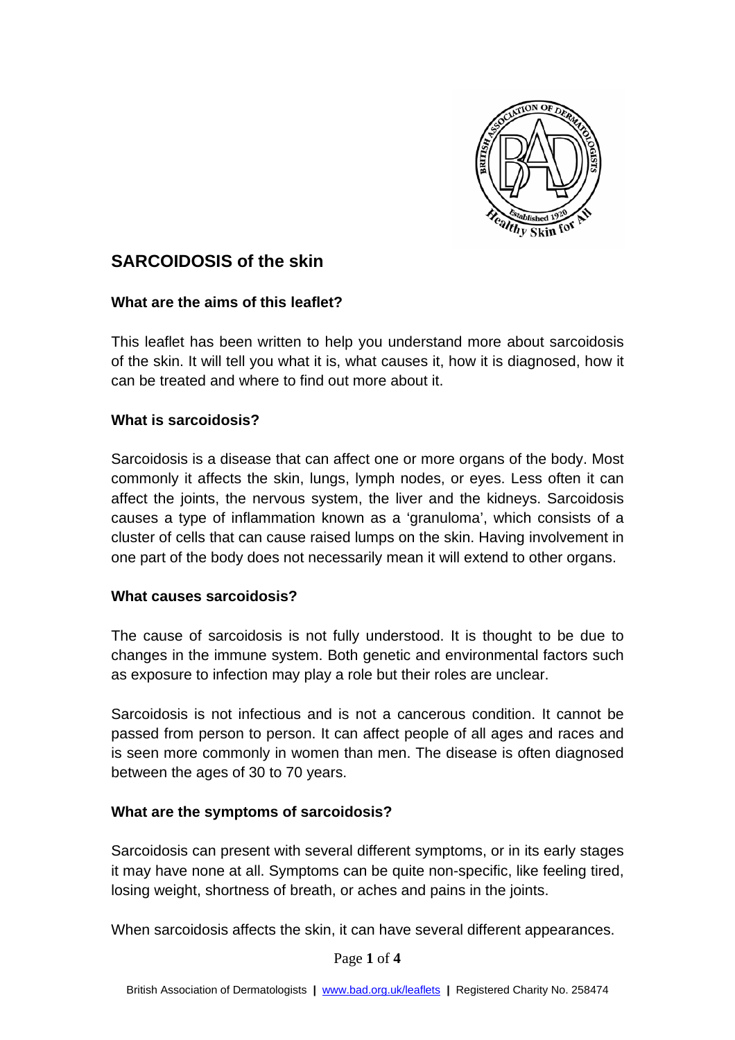# SARCOIDOSIS of the skin

### What are the aims of this leaflet?

This leaflet has been written to help you understand more about sarcoidosis of the skin. It will tell you what it is, what causes it, how it is diagnosed, how it can be treated and where to find out more about it.

### What is sarcoidosis?

Sarcoidosis is a disease that can affect one or more organs of the body. Most commonly it affects the skin, lungs, lymph nodes, or eyes. Less often it can affect the joints, the nervous system, the liver and the kidneys. Sarcoidosis causes a type of inflammation known as a 'granuloma', which consists of a cluster of cells that can cause raised lumps on the skin. Having involvement in one part of the body does not necessarily mean it will extend to other organs.

### What causes sarcoidosis?

The cause of sarcoidosis is not fully understood. It is thought to be due to changes in the immune system. Both genetic and environmental factors such as exposure to infection may play a role but their roles are unclear.

Sarcoidosis is not infectious and is not a cancerous condition. It cannot be passed from person to person. It can affect people of all ages and races and is seen more commonly in women than men. The disease is often diagnosed between the ages of 30 to 70 years.

### What are the symptoms of sarcoidosis?

Sarcoidosis can present with several different symptoms, or in its early stages it may have none at all. Symptoms can be quite non-specific, like feeling tired, losing weight, shortness of breath, or aches and pains in the joints.

When sarcoidosis affects the skin, it can have several different appearances.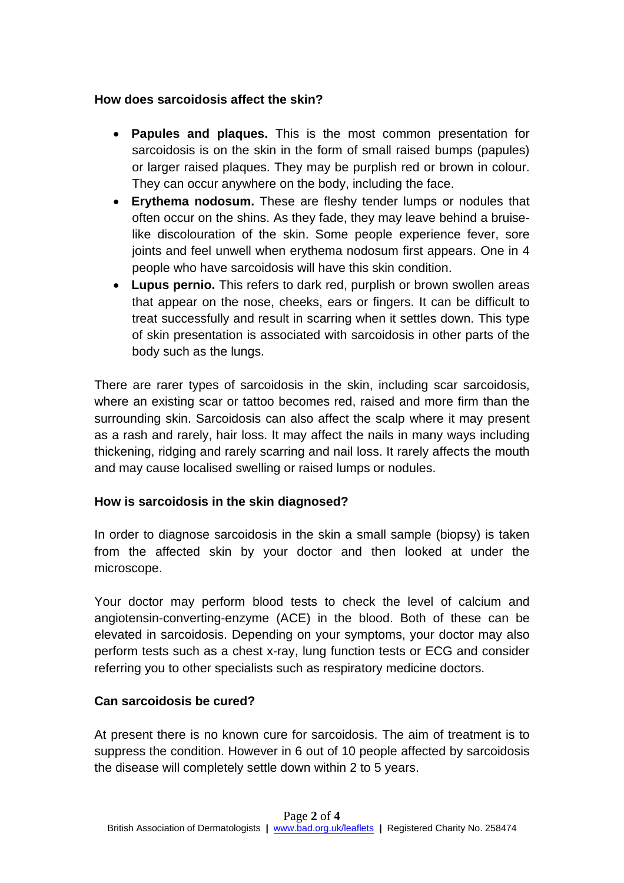### How does sarcoidosis affect the skin?

- **Papules and plaques.** This is the most common presentation for sarcoidosis is on the skin in the form of small raised bumps (papules) or larger raised plaques. They may be purplish red or brown in colour. They can occur anywhere on the body, including the face.
- **Erythema nodosum.** These are fleshy tender lumps or nodules that often occur on the shins. As they fade, they may leave behind a bruise-like discolouration of the skin. Some people experience fever, sore joints and feel unwell when erythema nodosum first appears. One in 4 people who have sarcoidosis will have this skin condition.
- **Lupus pernio.** This refers to dark red, purplish or brown swollen areas that appear on the nose, cheeks, ears or fingers. It can be difficult to treat successfully and result in scarring when it settles down. This type of skin presentation is associated with sarcoidosis in other parts of the body such as the lungs.

There are rarer types of sarcoidosis in the skin, including scar sarcoidosis, where an existing scar or tattoo becomes red, raised and more firm than the surrounding skin. Sarcoidosis can also affect the scalp where it may present as a rash and rarely, hair loss. It may affect the nails in many ways including thickening, ridging and rarely scarring and nail loss. It rarely affects the mouth and may cause localised swelling or raised lumps or nodules.

### How is sarcoidosis in the skin diagnosed?

In order to diagnose sarcoidosis in the skin a small sample (biopsy) is taken from the affected skin by your doctor and then looked at under the microscope.

Your doctor may perform blood tests to check the level of calcium and angiotensin-converting-enzyme (ACE) in the blood. Both of these can be elevated in sarcoidosis. Depending on your symptoms, your doctor may also perform tests such as a chest x-ray, lung function tests or ECG and consider referring you to other specialists such as respiratory medicine doctors.

### Can sarcoidosis be cured?

At present there is no known cure for sarcoidosis. The aim of treatment is to suppress the condition. However in 6 out of 10 people affected by sarcoidosis the disease will completely settle down within 2 to 5 years.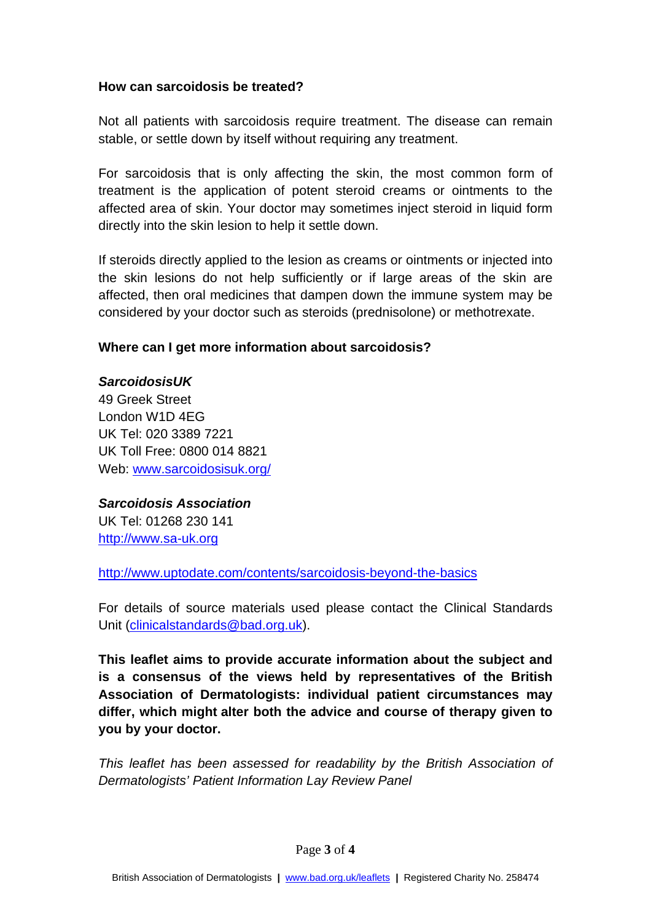**How can sarcoidosis be treated?**

Not all patients with sarcoidosis require treatment. The disease can remain stable, or settle down by itself without requiring any treatment.

For sarcoidosis that is only affecting the skin, the most common form of treatment is the application of potent steroid creams or ointments to the affected area of skin. Your doctor may sometimes inject steroid in liquid form directly into the skin lesion to help it settle down.

If steroids directly applied to the lesion as creams or ointments or injected into the skin lesions do not help sufficiently or if large areas of the skin are affected, then oral medicines that dampen down the immune system may be considered by your doctor such as steroids (prednisolone) or methotrexate.

**Where can I get more information about sarcoidosis?**

***SarcoidosisUK***
49 Greek Street
London W1D 4EG
UK Tel: 020 3389 7221
UK Toll Free: 0800 014 8821
Web: www.sarcoidosisuk.org/

***Sarcoidosis Association***
UK Tel: 01268 230 141
http://www.sa-uk.org

http://www.uptodate.com/contents/sarcoidosis-beyond-the-basics

For details of source materials used please contact the Clinical Standards Unit (clinicalstandards@bad.org.uk).

**This leaflet aims to provide accurate information about the subject and is a consensus of the views held by representatives of the British Association of Dermatologists: individual patient circumstances may differ, which might alter both the advice and course of therapy given to you by your doctor.**

*This leaflet has been assessed for readability by the British Association of Dermatologists' Patient Information Lay Review Panel*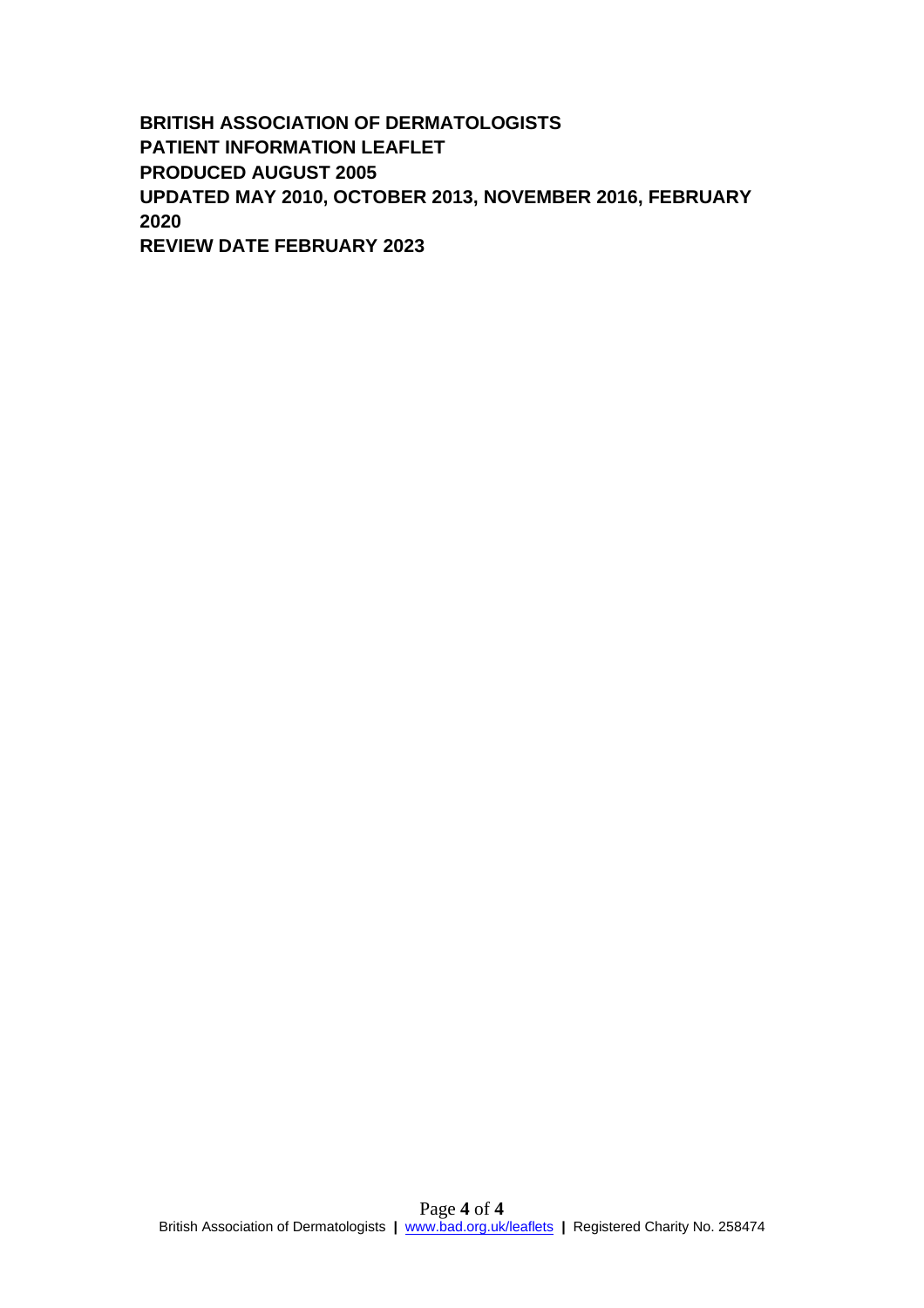**BRITISH ASSOCIATION OF DERMATOLOGISTS**
**PATIENT INFORMATION LEAFLET**
**PRODUCED AUGUST 2005**
**UPDATED MAY 2010, OCTOBER 2013, NOVEMBER 2016, FEBRUARY 2020**
**REVIEW DATE FEBRUARY 2023**